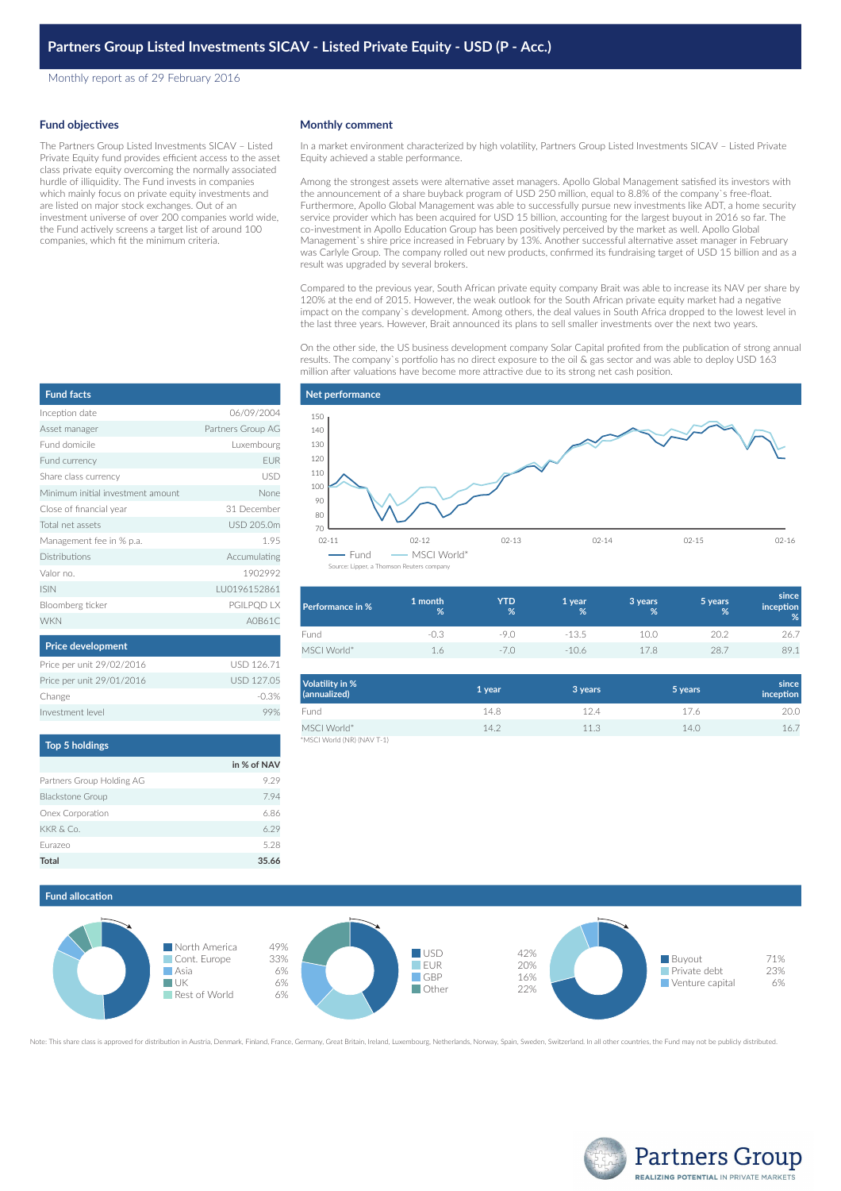# Partners Group Listed Investments SICAV - Listed Private Equity - USD (P - Acc.)

Monthly report as of 29 February 2016

## Fund objectives

The Partners Group Listed Investments SICAV – Listed Private Equity fund provides efficient access to the asset class private equity overcoming the normally associated hurdle of illiquidity. The Fund invests in companies which mainly focus on private equity investments and are listed on major stock exchanges. Out of an investment universe of over 200 companies world wide, the Fund actively screens a target list of around 100 companies, which fit the minimum criteria.

## Monthly comment

In a market environment characterized by high volatility, Partners Group Listed Investments SICAV – Listed Private Equity achieved a stable performance.

Among the strongest assets were alternative asset managers. Apollo Global Management satisfied its investors with the announcement of a share buyback program of USD 250 million, equal to 8.8% of the company`s free-float. Furthermore, Apollo Global Management was able to successfully pursue new investments like ADT, a home security service provider which has been acquired for USD 15 billion, accounting for the largest buyout in 2016 so far. The co-investment in Apollo Education Group has been positively perceived by the market as well. Apollo Global Management`s shire price increased in February by 13%. Another successful alternative asset manager in February was Carlyle Group. The company rolled out new products, confirmed its fundraising target of USD 15 billion and as a result was upgraded by several brokers.

Compared to the previous year, South African private equity company Brait was able to increase its NAV per share by 120% at the end of 2015. However, the weak outlook for the South African private equity market had a negative impact on the company`s development. Among others, the deal values in South Africa dropped to the lowest level in the last three years. However, Brait announced its plans to sell smaller investments over the next two years.

On the other side, the US business development company Solar Capital profited from the publication of strong annual results. The company`s portfolio has no direct exposure to the oil & gas sector and was able to deploy USD 163 million after valuations have become more attractive due to its strong net cash position.

## Fund facts

| | |
|---|---|
| Inception date | 06/09/2004 |
| Asset manager | Partners Group AG |
| Fund domicile | Luxembourg |
| Fund currency | EUR |
| Share class currency | USD |
| Minimum initial investment amount | None |
| Close of financial year | 31 December |
| Total net assets | USD 205.0m |
| Management fee in % p.a. | 1.95 |
| Distributions | Accumulating |
| Valor no. | 1902992 |
| ISIN | LU0196152861 |
| Bloomberg ticker | PGILPQD LX |
| WKN | A0B61C |

## Price development

| | |
|---|---|
| Price per unit 29/02/2016 | USD 126.71 |
| Price per unit 29/01/2016 | USD 127.05 |
| Change | -0.3% |
| Investment level | 99% |

## Top 5 holdings

| | in % of NAV |
|---|---|
| Partners Group Holding AG | 9.29 |
| Blackstone Group | 7.94 |
| Onex Corporation | 6.86 |
| KKR & Co. | 6.29 |
| Eurazeo | 5.28 |
| **Total** | **35.66** |

## Net performance

Fund — MSCI World*

Source: Lipper, a Thomson Reuters company

| Performance in % | 1 month % | YTD % | 1 year % | 3 years % | 5 years % | since inception % |
|---|---|---|---|---|---|---|
| Fund | -0.3 | -9.0 | -13.5 | 10.0 | 20.2 | 26.7 |
| MSCI World* | 1.6 | -7.0 | -10.6 | 17.8 | 28.7 | 89.1 |

| Volatility in % (annualized) | 1 year | 3 years | 5 years | since inception |
|---|---|---|---|---|
| Fund | 14.8 | 12.4 | 17.6 | 20.0 |
| MSCI World* | 14.2 | 11.3 | 14.0 | 16.7 |

*MSCI World (NR) (NAV T-1)

## Fund allocation

| Region | |
|---|---|
| North America | 49% |
| Cont. Europe | 33% |
| Asia | 6% |
| UK | 6% |
| Rest of World | 6% |

| Currency | |
|---|---|
| USD | 42% |
| EUR | 20% |
| GBP | 16% |
| Other | 22% |

| Strategy | |
|---|---|
| Buyout | 71% |
| Private debt | 23% |
| Venture capital | 6% |

Note: This share class is approved for distribution in Austria, Denmark, Finland, France, Germany, Great Britain, Ireland, Luxembourg, Netherlands, Norway, Spain, Sweden, Switzerland. In all other countries, the Fund may not be publicly distributed.

Partners Group
REALIZING POTENTIAL IN PRIVATE MARKETS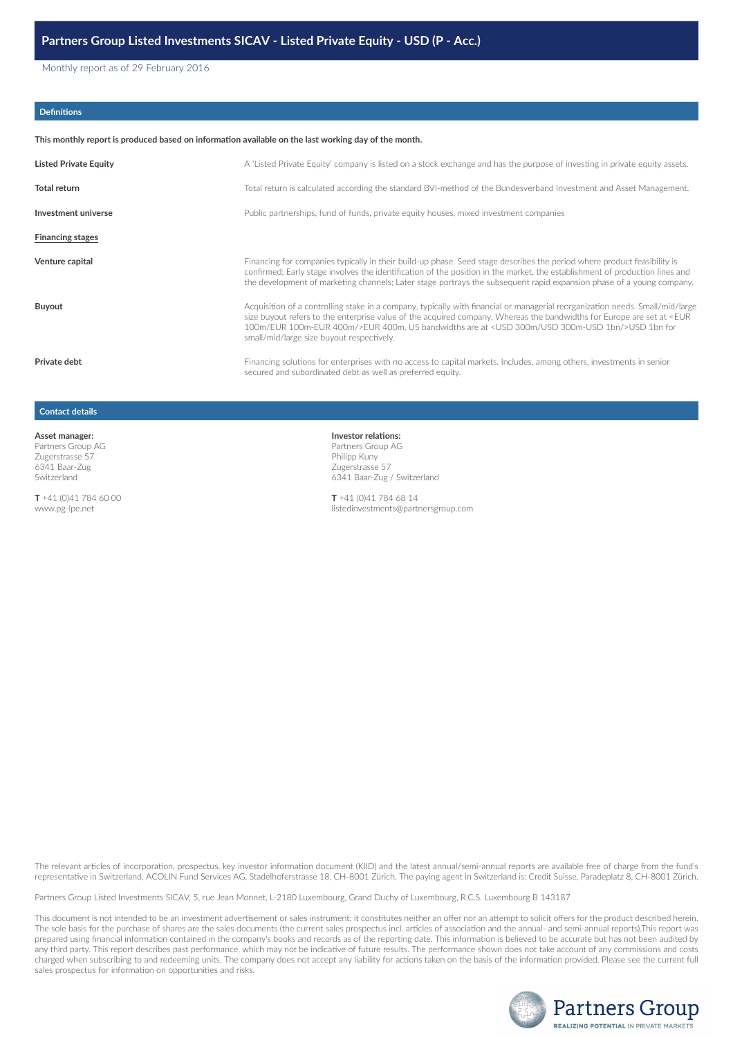# Partners Group Listed Investments SICAV - Listed Private Equity - USD (P - Acc.)

Monthly report as of 29 February 2016

## Definitions

**This monthly report is produced based on information available on the last working day of the month.**

| | |
|---|---|
| **Listed Private Equity** | A 'Listed Private Equity' company is listed on a stock exchange and has the purpose of investing in private equity assets. |
| **Total return** | Total return is calculated according the standard BVI-method of the Bundesverband Investment and Asset Management. |
| **Investment universe** | Public partnerships, fund of funds, private equity houses, mixed investment companies |
| **Financing stages** | |
| **Venture capital** | Financing for companies typically in their build-up phase. Seed stage describes the period where product feasibility is confirmed; Early stage involves the identification of the position in the market, the establishment of production lines and the development of marketing channels; Later stage portrays the subsequent rapid expansion phase of a young company. |
| **Buyout** | Acquisition of a controlling stake in a company, typically with financial or managerial reorganization needs. Small/mid/large size buyout refers to the enterprise value of the acquired company. Whereas the bandwidths for Europe are set at <EUR 100m/EUR 100m-EUR 400m/>EUR 400m, US bandwidths are at <USD 300m/USD 300m-USD 1bn/>USD 1bn for small/mid/large size buyout respectively. |
| **Private debt** | Financing solutions for enterprises with no access to capital markets. Includes, among others, investments in senior secured and subordinated debt as well as preferred equity. |

## Contact details

**Asset manager:**
Partners Group AG
Zugerstrasse 57
6341 Baar-Zug
Switzerland

**T** +41 (0)41 784 60 00
www.pg-lpe.net

**Investor relations:**
Partners Group AG
Philipp Kuny
Zugerstrasse 57
6341 Baar-Zug / Switzerland

**T** +41 (0)41 784 68 14
listedinvestments@partnersgroup.com

The relevant articles of incorporation, prospectus, key investor information document (KIID) and the latest annual/semi-annual reports are available free of charge from the fund's representative in Switzerland, ACOLIN Fund Services AG, Stadelhoferstrasse 18, CH-8001 Zürich. The paying agent in Switzerland is: Credit Suisse, Paradeplatz 8, CH-8001 Zürich.

Partners Group Listed Investments SICAV, 5, rue Jean Monnet, L-2180 Luxembourg, Grand Duchy of Luxembourg, R.C.S. Luxembourg B 143187

This document is not intended to be an investment advertisement or sales instrument; it constitutes neither an offer nor an attempt to solicit offers for the product described herein. The sole basis for the purchase of shares are the sales documents (the current sales prospectus incl. articles of association and the annual- and semi-annual reports).This report was prepared using financial information contained in the company's books and records as of the reporting date. This information is believed to be accurate but has not been audited by any third party. This report describes past performance, which may not be indicative of future results. The performance shown does not take account of any commissions and costs charged when subscribing to and redeeming units. The company does not accept any liability for actions taken on the basis of the information provided. Please see the current full sales prospectus for information on opportunities and risks.

Partners Group
REALIZING POTENTIAL IN PRIVATE MARKETS